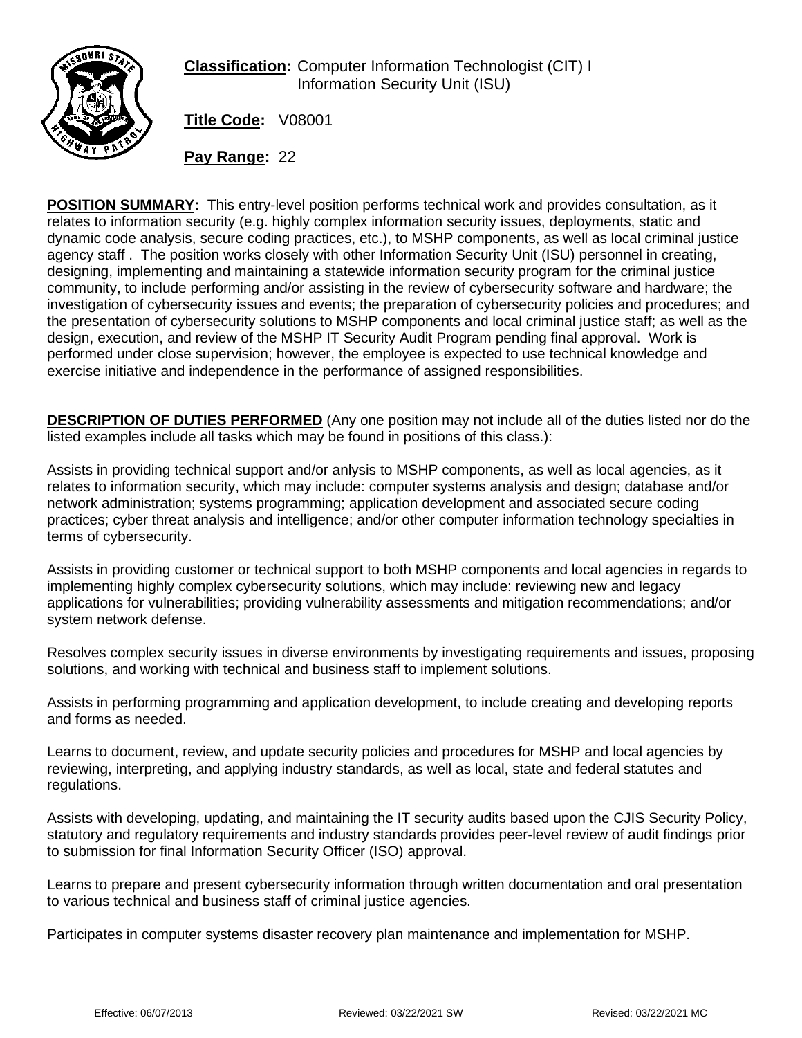**Classification:** Computer Information Technologist (CIT) I
Information Security Unit (ISU)

**Title Code:** V08001

**Pay Range:** 22

**POSITION SUMMARY:** This entry-level position performs technical work and provides consultation, as it relates to information security (e.g. highly complex information security issues, deployments, static and dynamic code analysis, secure coding practices, etc.), to MSHP components, as well as local criminal justice agency staff . The position works closely with other Information Security Unit (ISU) personnel in creating, designing, implementing and maintaining a statewide information security program for the criminal justice community, to include performing and/or assisting in the review of cybersecurity software and hardware; the investigation of cybersecurity issues and events; the preparation of cybersecurity policies and procedures; and the presentation of cybersecurity solutions to MSHP components and local criminal justice staff; as well as the design, execution, and review of the MSHP IT Security Audit Program pending final approval. Work is performed under close supervision; however, the employee is expected to use technical knowledge and exercise initiative and independence in the performance of assigned responsibilities.

**DESCRIPTION OF DUTIES PERFORMED** (Any one position may not include all of the duties listed nor do the listed examples include all tasks which may be found in positions of this class.):

Assists in providing technical support and/or anlysis to MSHP components, as well as local agencies, as it relates to information security, which may include: computer systems analysis and design; database and/or network administration; systems programming; application development and associated secure coding practices; cyber threat analysis and intelligence; and/or other computer information technology specialties in terms of cybersecurity.

Assists in providing customer or technical support to both MSHP components and local agencies in regards to implementing highly complex cybersecurity solutions, which may include: reviewing new and legacy applications for vulnerabilities; providing vulnerability assessments and mitigation recommendations; and/or system network defense.

Resolves complex security issues in diverse environments by investigating requirements and issues, proposing solutions, and working with technical and business staff to implement solutions.

Assists in performing programming and application development, to include creating and developing reports and forms as needed.

Learns to document, review, and update security policies and procedures for MSHP and local agencies by reviewing, interpreting, and applying industry standards, as well as local, state and federal statutes and regulations.

Assists with developing, updating, and maintaining the IT security audits based upon the CJIS Security Policy, statutory and regulatory requirements and industry standards provides peer-level review of audit findings prior to submission for final Information Security Officer (ISO) approval.

Learns to prepare and present cybersecurity information through written documentation and oral presentation to various technical and business staff of criminal justice agencies.

Participates in computer systems disaster recovery plan maintenance and implementation for MSHP.

Effective: 06/07/2013 Reviewed: 03/22/2021 SW Revised: 03/22/2021 MC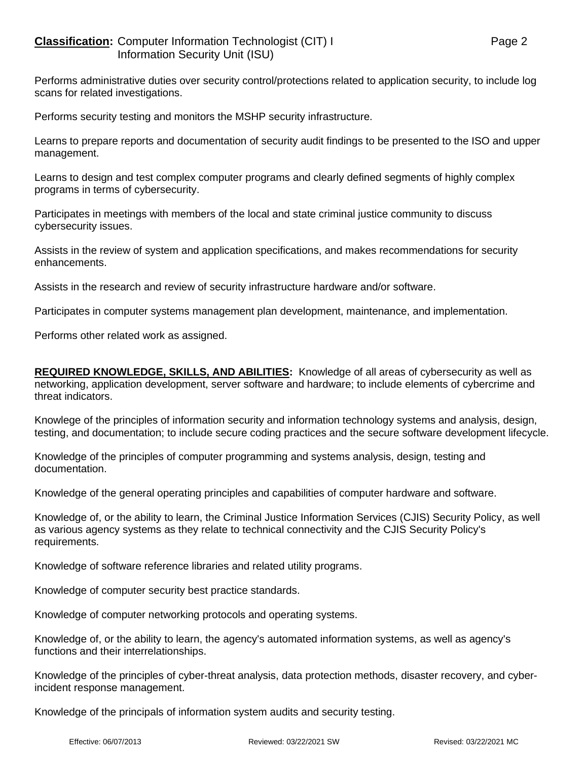Performs administrative duties over security control/protections related to application security, to include log scans for related investigations.

Performs security testing and monitors the MSHP security infrastructure.

Learns to prepare reports and documentation of security audit findings to be presented to the ISO and upper management.

Learns to design and test complex computer programs and clearly defined segments of highly complex programs in terms of cybersecurity.

Participates in meetings with members of the local and state criminal justice community to discuss cybersecurity issues.

Assists in the review of system and application specifications, and makes recommendations for security enhancements.

Assists in the research and review of security infrastructure hardware and/or software.

Participates in computer systems management plan development, maintenance, and implementation.

Performs other related work as assigned.

**REQUIRED KNOWLEDGE, SKILLS, AND ABILITIES:** Knowledge of all areas of cybersecurity as well as networking, application development, server software and hardware; to include elements of cybercrime and threat indicators.

Knowlege of the principles of information security and information technology systems and analysis, design, testing, and documentation; to include secure coding practices and the secure software development lifecycle.

Knowledge of the principles of computer programming and systems analysis, design, testing and documentation.

Knowledge of the general operating principles and capabilities of computer hardware and software.

Knowledge of, or the ability to learn, the Criminal Justice Information Services (CJIS) Security Policy, as well as various agency systems as they relate to technical connectivity and the CJIS Security Policy's requirements.

Knowledge of software reference libraries and related utility programs.

Knowledge of computer security best practice standards.

Knowledge of computer networking protocols and operating systems.

Knowledge of, or the ability to learn, the agency's automated information systems, as well as agency's functions and their interrelationships.

Knowledge of the principles of cyber-threat analysis, data protection methods, disaster recovery, and cyber-incident response management.

Knowledge of the principals of information system audits and security testing.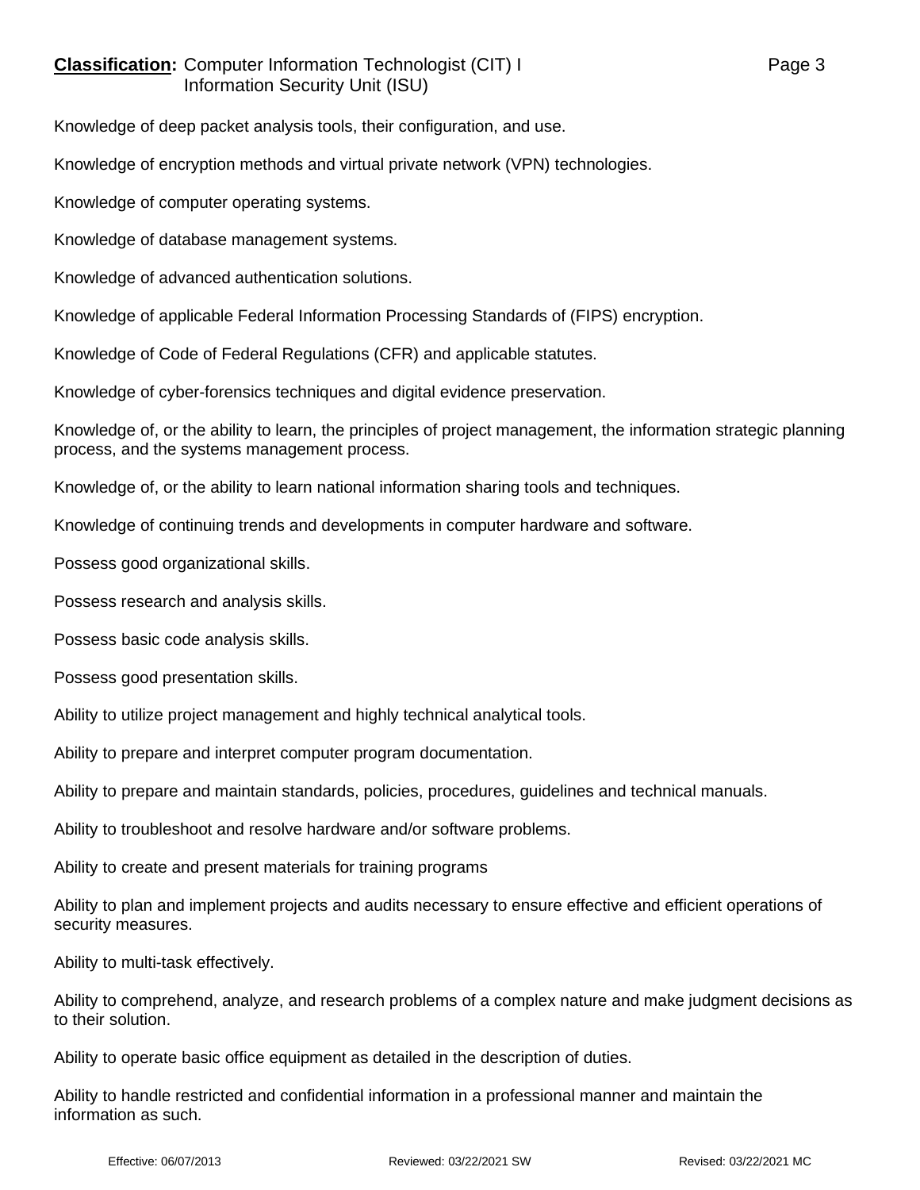Knowledge of deep packet analysis tools, their configuration, and use.

Knowledge of encryption methods and virtual private network (VPN) technologies.

Knowledge of computer operating systems.

Knowledge of database management systems.

Knowledge of advanced authentication solutions.

Knowledge of applicable Federal Information Processing Standards of (FIPS) encryption.

Knowledge of Code of Federal Regulations (CFR) and applicable statutes.

Knowledge of cyber-forensics techniques and digital evidence preservation.

Knowledge of, or the ability to learn, the principles of project management, the information strategic planning process, and the systems management process.

Knowledge of, or the ability to learn national information sharing tools and techniques.

Knowledge of continuing trends and developments in computer hardware and software.

Possess good organizational skills.

Possess research and analysis skills.

Possess basic code analysis skills.

Possess good presentation skills.

Ability to utilize project management and highly technical analytical tools.

Ability to prepare and interpret computer program documentation.

Ability to prepare and maintain standards, policies, procedures, guidelines and technical manuals.

Ability to troubleshoot and resolve hardware and/or software problems.

Ability to create and present materials for training programs

Ability to plan and implement projects and audits necessary to ensure effective and efficient operations of security measures.

Ability to multi-task effectively.

Ability to comprehend, analyze, and research problems of a complex nature and make judgment decisions as to their solution.

Ability to operate basic office equipment as detailed in the description of duties.

Ability to handle restricted and confidential information in a professional manner and maintain the information as such.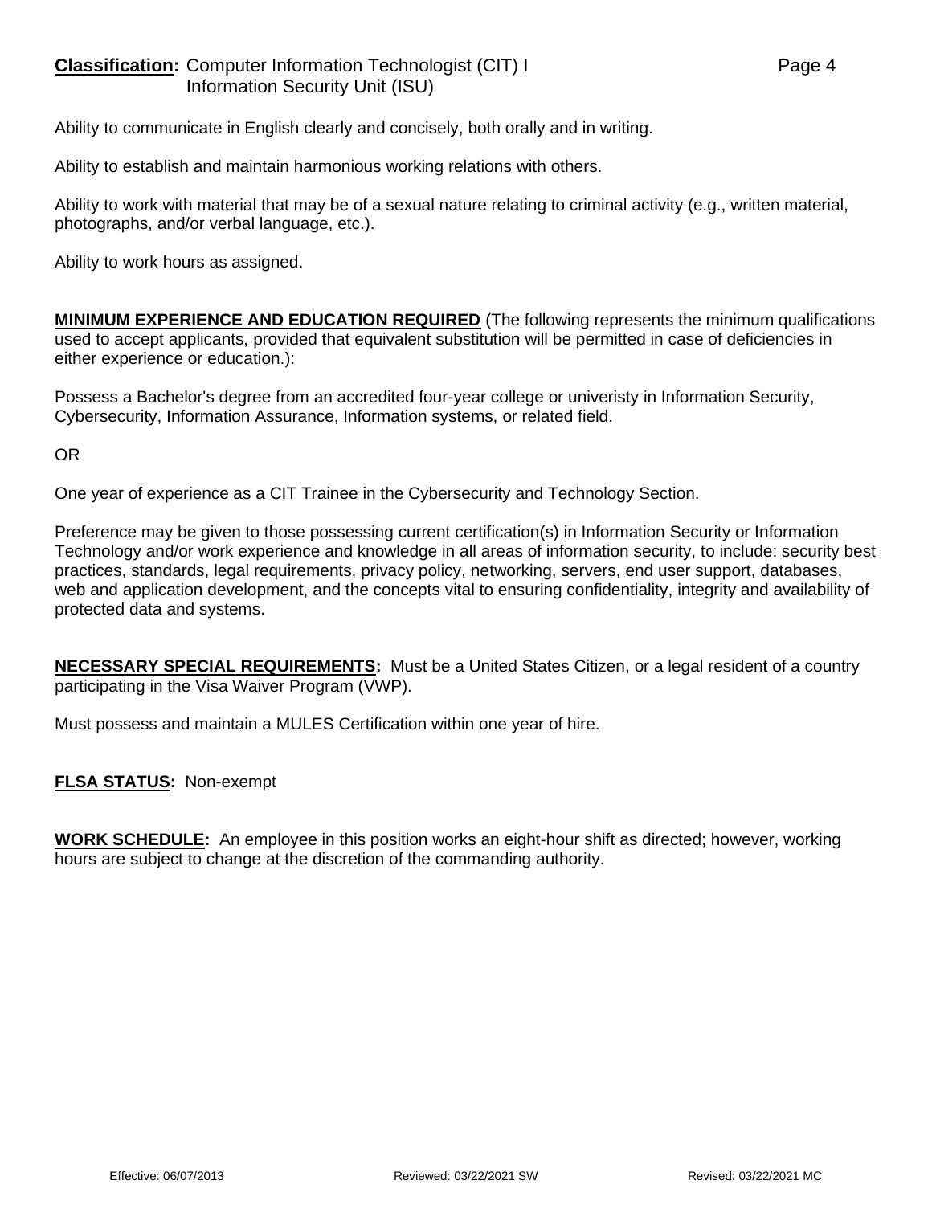Ability to communicate in English clearly and concisely, both orally and in writing.

Ability to establish and maintain harmonious working relations with others.

Ability to work with material that may be of a sexual nature relating to criminal activity (e.g., written material, photographs, and/or verbal language, etc.).

Ability to work hours as assigned.

**MINIMUM EXPERIENCE AND EDUCATION REQUIRED** (The following represents the minimum qualifications used to accept applicants, provided that equivalent substitution will be permitted in case of deficiencies in either experience or education.):

Possess a Bachelor's degree from an accredited four-year college or univeristy in Information Security, Cybersecurity, Information Assurance, Information systems, or related field.

OR

One year of experience as a CIT Trainee in the Cybersecurity and Technology Section.

Preference may be given to those possessing current certification(s) in Information Security or Information Technology and/or work experience and knowledge in all areas of information security, to include: security best practices, standards, legal requirements, privacy policy, networking, servers, end user support, databases, web and application development, and the concepts vital to ensuring confidentiality, integrity and availability of protected data and systems.

**NECESSARY SPECIAL REQUIREMENTS:** Must be a United States Citizen, or a legal resident of a country participating in the Visa Waiver Program (VWP).

Must possess and maintain a MULES Certification within one year of hire.

**FLSA STATUS:** Non-exempt

**WORK SCHEDULE:** An employee in this position works an eight-hour shift as directed; however, working hours are subject to change at the discretion of the commanding authority.